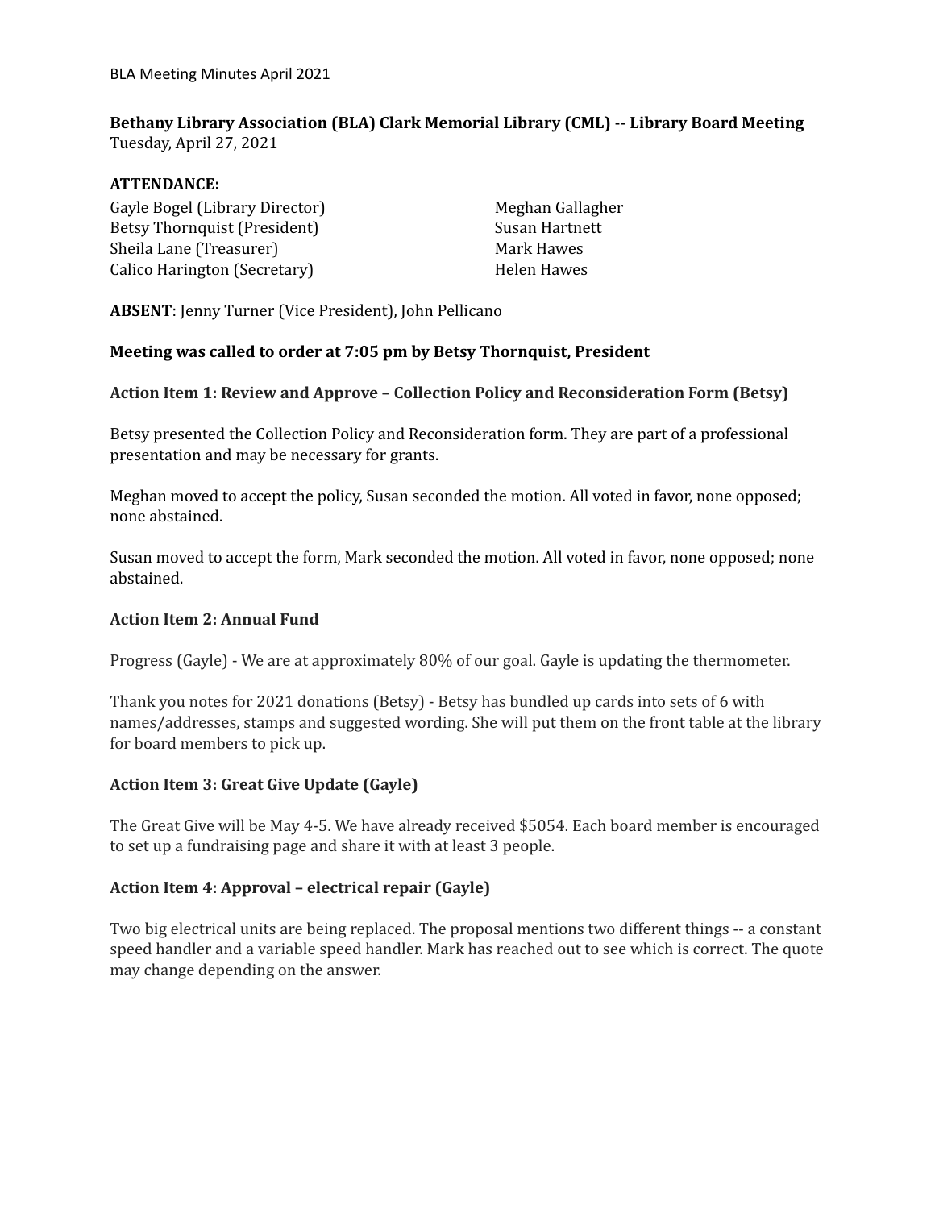# Bethany Library Association (BLA) Clark Memorial Library (CML) -- Library Board Meeting

Tuesday, April 27, 2021

**ATTENDANCE:**

Gayle Bogel (Library Director)
Betsy Thornquist (President)
Sheila Lane (Treasurer)
Calico Harington (Secretary)
Meghan Gallagher
Susan Hartnett
Mark Hawes
Helen Hawes

**ABSENT**: Jenny Turner (Vice President), John Pellicano

**Meeting was called to order at 7:05 pm by Betsy Thornquist, President**

### Action Item 1: Review and Approve – Collection Policy and Reconsideration Form (Betsy)

Betsy presented the Collection Policy and Reconsideration form. They are part of a professional presentation and may be necessary for grants.

Meghan moved to accept the policy, Susan seconded the motion. All voted in favor, none opposed; none abstained.

Susan moved to accept the form, Mark seconded the motion. All voted in favor, none opposed; none abstained.

### Action Item 2: Annual Fund

Progress (Gayle) - We are at approximately 80% of our goal. Gayle is updating the thermometer.

Thank you notes for 2021 donations (Betsy) - Betsy has bundled up cards into sets of 6 with names/addresses, stamps and suggested wording. She will put them on the front table at the library for board members to pick up.

### Action Item 3: Great Give Update (Gayle)

The Great Give will be May 4-5. We have already received $5054. Each board member is encouraged to set up a fundraising page and share it with at least 3 people.

### Action Item 4: Approval – electrical repair (Gayle)

Two big electrical units are being replaced. The proposal mentions two different things -- a constant speed handler and a variable speed handler. Mark has reached out to see which is correct. The quote may change depending on the answer.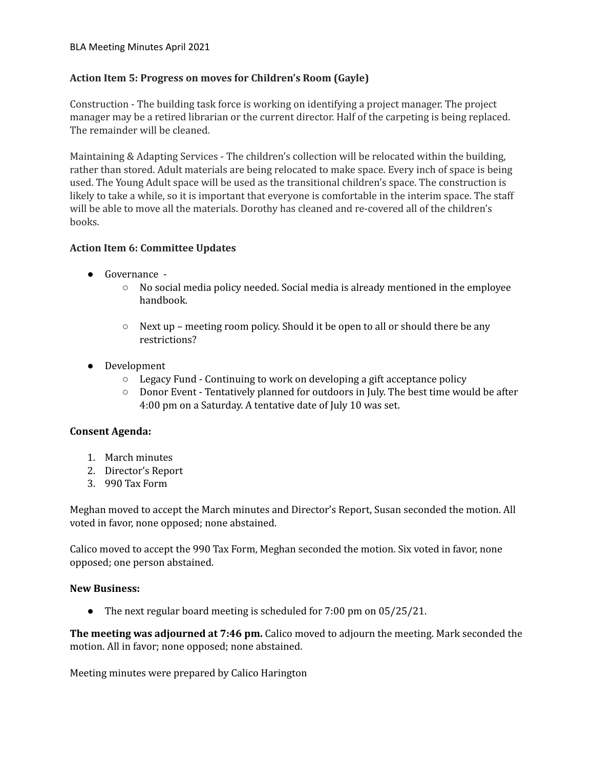**Action Item 5: Progress on moves for Children's Room (Gayle)**

Construction - The building task force is working on identifying a project manager. The project manager may be a retired librarian or the current director. Half of the carpeting is being replaced. The remainder will be cleaned.

Maintaining & Adapting Services - The children's collection will be relocated within the building, rather than stored. Adult materials are being relocated to make space. Every inch of space is being used. The Young Adult space will be used as the transitional children's space. The construction is likely to take a while, so it is important that everyone is comfortable in the interim space. The staff will be able to move all the materials. Dorothy has cleaned and re-covered all of the children's books.

**Action Item 6: Committee Updates**

- Governance -
  - No social media policy needed. Social media is already mentioned in the employee handbook.
  - Next up – meeting room policy. Should it be open to all or should there be any restrictions?
- Development
  - Legacy Fund - Continuing to work on developing a gift acceptance policy
  - Donor Event - Tentatively planned for outdoors in July. The best time would be after 4:00 pm on a Saturday. A tentative date of July 10 was set.

**Consent Agenda:**

1. March minutes
2. Director's Report
3. 990 Tax Form

Meghan moved to accept the March minutes and Director's Report, Susan seconded the motion. All voted in favor, none opposed; none abstained.

Calico moved to accept the 990 Tax Form, Meghan seconded the motion. Six voted in favor, none opposed; one person abstained.

**New Business:**

- The next regular board meeting is scheduled for 7:00 pm on 05/25/21.

**The meeting was adjourned at 7:46 pm.** Calico moved to adjourn the meeting. Mark seconded the motion. All in favor; none opposed; none abstained.

Meeting minutes were prepared by Calico Harington